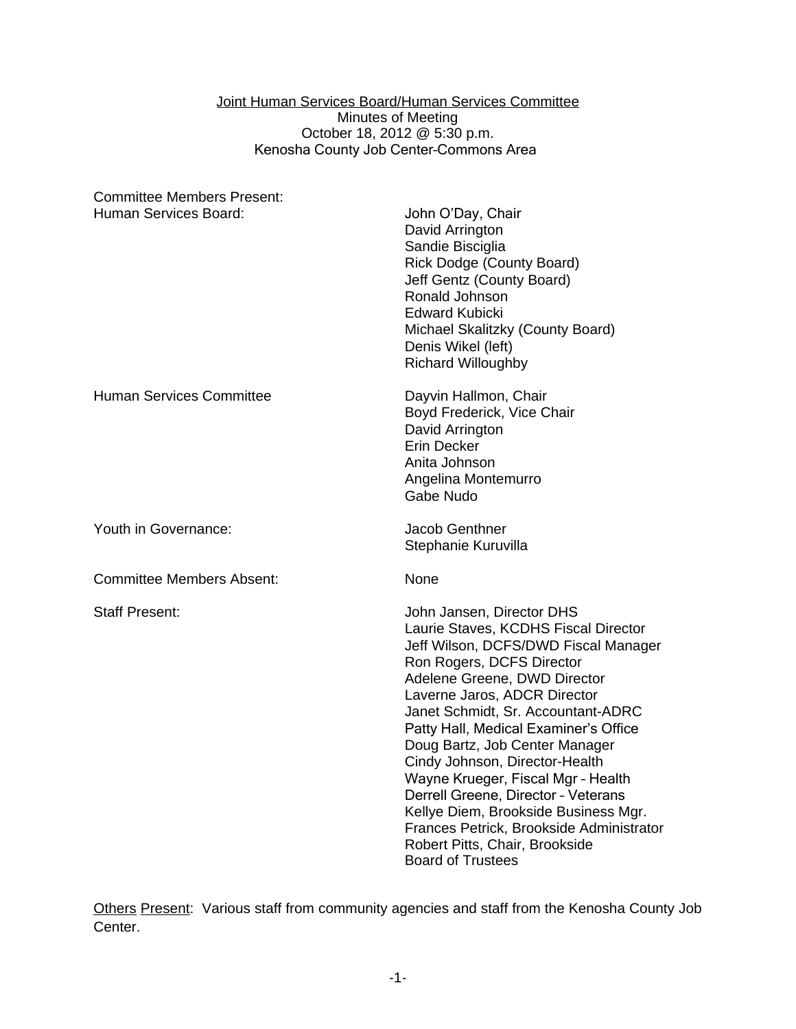Joint Human Services Board/Human Services Committee
Minutes of Meeting
October 18, 2012 @ 5:30 p.m.
Kenosha County Job Center-Commons Area

| Committee Members Present: | |
|---|---|
| Human Services Board: | John O'Day, Chair<br>David Arrington<br>Sandie Bisciglia<br>Rick Dodge (County Board)<br>Jeff Gentz (County Board)<br>Ronald Johnson<br>Edward Kubicki<br>Michael Skalitzky (County Board)<br>Denis Wikel (left)<br>Richard Willoughby |
| Human Services Committee | Dayvin Hallmon, Chair<br>Boyd Frederick, Vice Chair<br>David Arrington<br>Erin Decker<br>Anita Johnson<br>Angelina Montemurro<br>Gabe Nudo |
| Youth in Governance: | Jacob Genthner<br>Stephanie Kuruvilla |
| Committee Members Absent: | None |
| Staff Present: | John Jansen, Director DHS<br>Laurie Staves, KCDHS Fiscal Director<br>Jeff Wilson, DCFS/DWD Fiscal Manager<br>Ron Rogers, DCFS Director<br>Adelene Greene, DWD Director<br>Laverne Jaros, ADCR Director<br>Janet Schmidt, Sr. Accountant-ADRC<br>Patty Hall, Medical Examiner's Office<br>Doug Bartz, Job Center Manager<br>Cindy Johnson, Director-Health<br>Wayne Krueger, Fiscal Mgr – Health<br>Derrell Greene, Director – Veterans<br>Kellye Diem, Brookside Business Mgr.<br>Frances Petrick, Brookside Administrator<br>Robert Pitts, Chair, Brookside<br>Board of Trustees |

Others Present: Various staff from community agencies and staff from the Kenosha County Job Center.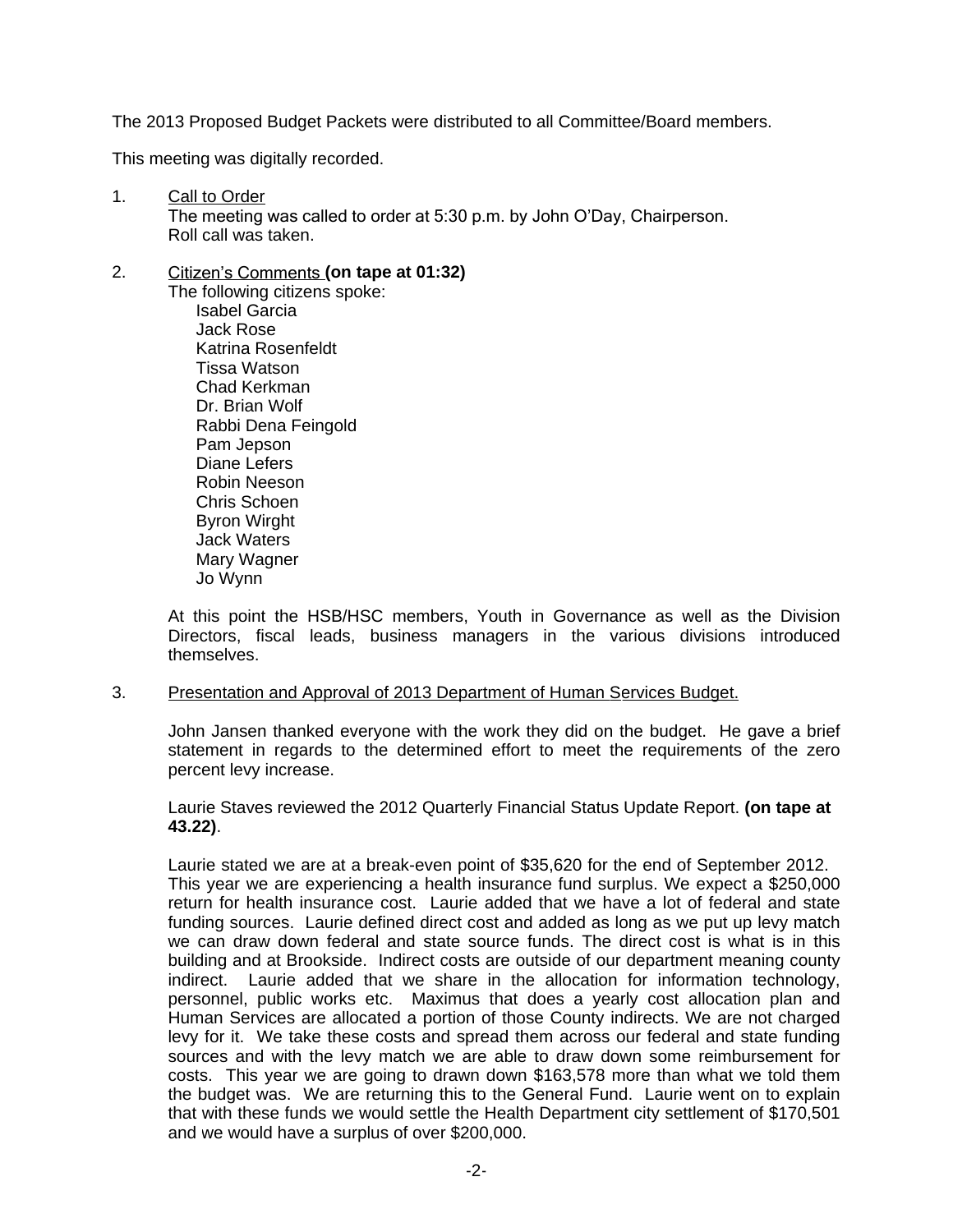The 2013 Proposed Budget Packets were distributed to all Committee/Board members.

This meeting was digitally recorded.

1. Call to Order
   The meeting was called to order at 5:30 p.m. by John O'Day, Chairperson.
   Roll call was taken.

2. Citizen's Comments **(on tape at 01:32)**
   The following citizens spoke:
   - Isabel Garcia
   - Jack Rose
   - Katrina Rosenfeldt
   - Tissa Watson
   - Chad Kerkman
   - Dr. Brian Wolf
   - Rabbi Dena Feingold
   - Pam Jepson
   - Diane Lefers
   - Robin Neeson
   - Chris Schoen
   - Byron Wirght
   - Jack Waters
   - Mary Wagner
   - Jo Wynn

   At this point the HSB/HSC members, Youth in Governance as well as the Division Directors, fiscal leads, business managers in the various divisions introduced themselves.

3. Presentation and Approval of 2013 Department of Human Services Budget.

   John Jansen thanked everyone with the work they did on the budget. He gave a brief statement in regards to the determined effort to meet the requirements of the zero percent levy increase.

   Laurie Staves reviewed the 2012 Quarterly Financial Status Update Report. **(on tape at 43.22)**.

   Laurie stated we are at a break-even point of $35,620 for the end of September 2012. This year we are experiencing a health insurance fund surplus. We expect a $250,000 return for health insurance cost. Laurie added that we have a lot of federal and state funding sources. Laurie defined direct cost and added as long as we put up levy match we can draw down federal and state source funds. The direct cost is what is in this building and at Brookside. Indirect costs are outside of our department meaning county indirect. Laurie added that we share in the allocation for information technology, personnel, public works etc. Maximus that does a yearly cost allocation plan and Human Services are allocated a portion of those County indirects. We are not charged levy for it. We take these costs and spread them across our federal and state funding sources and with the levy match we are able to draw down some reimbursement for costs. This year we are going to drawn down $163,578 more than what we told them the budget was. We are returning this to the General Fund. Laurie went on to explain that with these funds we would settle the Health Department city settlement of $170,501 and we would have a surplus of over $200,000.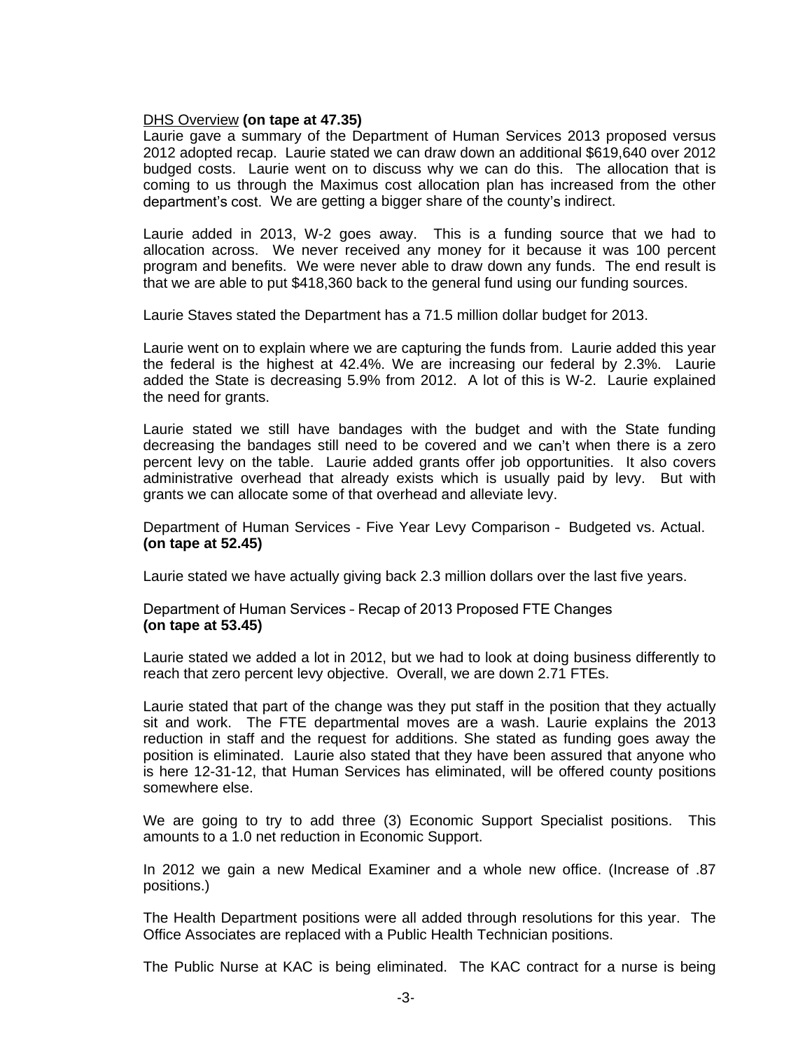<u>DHS Overview</u> **(on tape at 47.35)**
Laurie gave a summary of the Department of Human Services 2013 proposed versus 2012 adopted recap. Laurie stated we can draw down an additional $619,640 over 2012 budged costs. Laurie went on to discuss why we can do this. The allocation that is coming to us through the Maximus cost allocation plan has increased from the other department's cost. We are getting a bigger share of the county's indirect.

Laurie added in 2013, W-2 goes away. This is a funding source that we had to allocation across. We never received any money for it because it was 100 percent program and benefits. We were never able to draw down any funds. The end result is that we are able to put $418,360 back to the general fund using our funding sources.

Laurie Staves stated the Department has a 71.5 million dollar budget for 2013.

Laurie went on to explain where we are capturing the funds from. Laurie added this year the federal is the highest at 42.4%. We are increasing our federal by 2.3%. Laurie added the State is decreasing 5.9% from 2012. A lot of this is W-2. Laurie explained the need for grants.

Laurie stated we still have bandages with the budget and with the State funding decreasing the bandages still need to be covered and we can't when there is a zero percent levy on the table. Laurie added grants offer job opportunities. It also covers administrative overhead that already exists which is usually paid by levy. But with grants we can allocate some of that overhead and alleviate levy.

Department of Human Services - Five Year Levy Comparison – Budgeted vs. Actual. **(on tape at 52.45)**

Laurie stated we have actually giving back 2.3 million dollars over the last five years.

Department of Human Services – Recap of 2013 Proposed FTE Changes
**(on tape at 53.45)**

Laurie stated we added a lot in 2012, but we had to look at doing business differently to reach that zero percent levy objective. Overall, we are down 2.71 FTEs.

Laurie stated that part of the change was they put staff in the position that they actually sit and work. The FTE departmental moves are a wash. Laurie explains the 2013 reduction in staff and the request for additions. She stated as funding goes away the position is eliminated. Laurie also stated that they have been assured that anyone who is here 12-31-12, that Human Services has eliminated, will be offered county positions somewhere else.

We are going to try to add three (3) Economic Support Specialist positions. This amounts to a 1.0 net reduction in Economic Support.

In 2012 we gain a new Medical Examiner and a whole new office. (Increase of .87 positions.)

The Health Department positions were all added through resolutions for this year. The Office Associates are replaced with a Public Health Technician positions.

The Public Nurse at KAC is being eliminated. The KAC contract for a nurse is being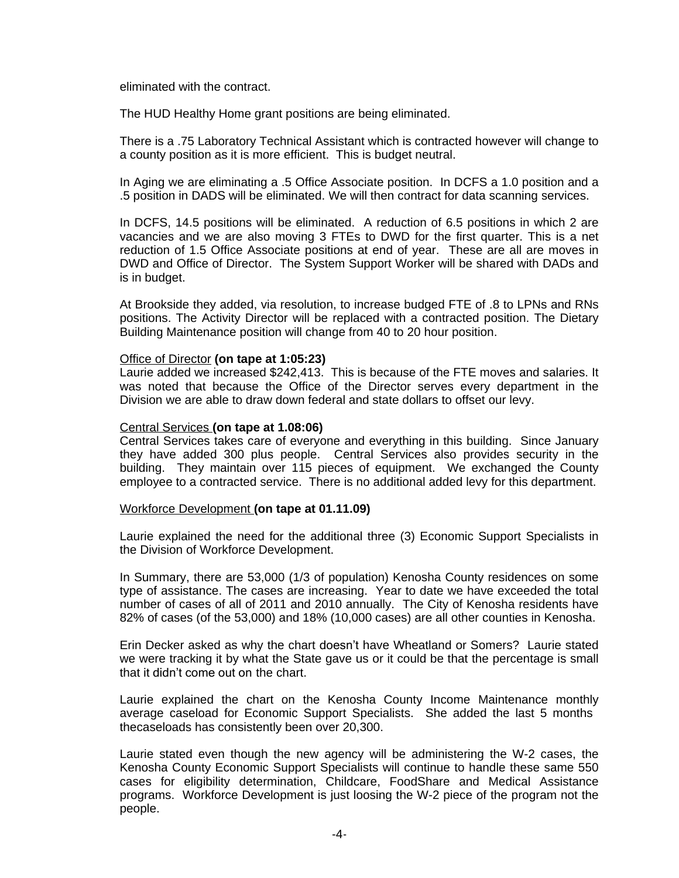eliminated with the contract.

The HUD Healthy Home grant positions are being eliminated.

There is a .75 Laboratory Technical Assistant which is contracted however will change to a county position as it is more efficient. This is budget neutral.

In Aging we are eliminating a .5 Office Associate position. In DCFS a 1.0 position and a .5 position in DADS will be eliminated. We will then contract for data scanning services.

In DCFS, 14.5 positions will be eliminated. A reduction of 6.5 positions in which 2 are vacancies and we are also moving 3 FTEs to DWD for the first quarter. This is a net reduction of 1.5 Office Associate positions at end of year. These are all are moves in DWD and Office of Director. The System Support Worker will be shared with DADs and is in budget.

At Brookside they added, via resolution, to increase budged FTE of .8 to LPNs and RNs positions. The Activity Director will be replaced with a contracted position. The Dietary Building Maintenance position will change from 40 to 20 hour position.

Office of Director **(on tape at 1:05:23)**
Laurie added we increased $242,413. This is because of the FTE moves and salaries. It was noted that because the Office of the Director serves every department in the Division we are able to draw down federal and state dollars to offset our levy.

Central Services **(on tape at 1.08:06)**
Central Services takes care of everyone and everything in this building. Since January they have added 300 plus people. Central Services also provides security in the building. They maintain over 115 pieces of equipment. We exchanged the County employee to a contracted service. There is no additional added levy for this department.

Workforce Development **(on tape at 01.11.09)**

Laurie explained the need for the additional three (3) Economic Support Specialists in the Division of Workforce Development.

In Summary, there are 53,000 (1/3 of population) Kenosha County residences on some type of assistance. The cases are increasing. Year to date we have exceeded the total number of cases of all of 2011 and 2010 annually. The City of Kenosha residents have 82% of cases (of the 53,000) and 18% (10,000 cases) are all other counties in Kenosha.

Erin Decker asked as why the chart doesn't have Wheatland or Somers? Laurie stated we were tracking it by what the State gave us or it could be that the percentage is small that it didn't come out on the chart.

Laurie explained the chart on the Kenosha County Income Maintenance monthly average caseload for Economic Support Specialists. She added the last 5 months thecaseloads has consistently been over 20,300.

Laurie stated even though the new agency will be administering the W-2 cases, the Kenosha County Economic Support Specialists will continue to handle these same 550 cases for eligibility determination, Childcare, FoodShare and Medical Assistance programs. Workforce Development is just loosing the W-2 piece of the program not the people.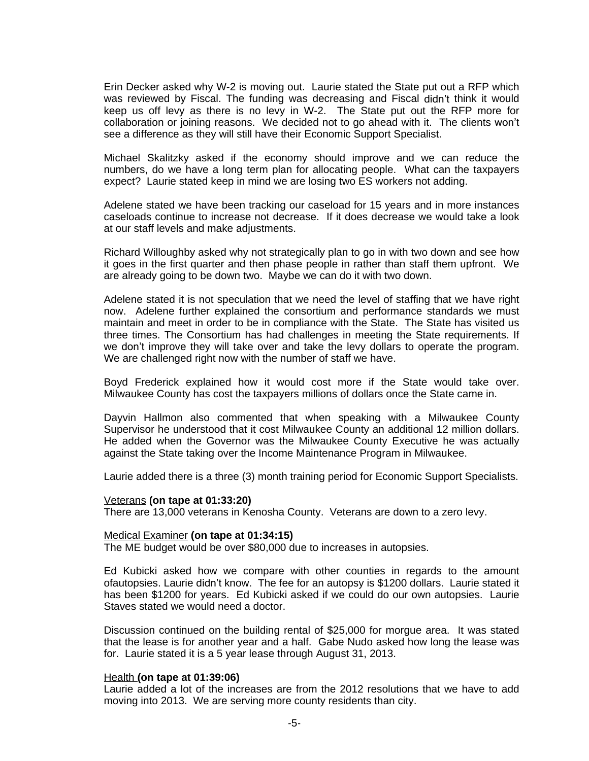Erin Decker asked why W-2 is moving out. Laurie stated the State put out a RFP which was reviewed by Fiscal. The funding was decreasing and Fiscal didn't think it would keep us off levy as there is no levy in W-2. The State put out the RFP more for collaboration or joining reasons. We decided not to go ahead with it. The clients won't see a difference as they will still have their Economic Support Specialist.

Michael Skalitzky asked if the economy should improve and we can reduce the numbers, do we have a long term plan for allocating people. What can the taxpayers expect? Laurie stated keep in mind we are losing two ES workers not adding.

Adelene stated we have been tracking our caseload for 15 years and in more instances caseloads continue to increase not decrease. If it does decrease we would take a look at our staff levels and make adjustments.

Richard Willoughby asked why not strategically plan to go in with two down and see how it goes in the first quarter and then phase people in rather than staff them upfront. We are already going to be down two. Maybe we can do it with two down.

Adelene stated it is not speculation that we need the level of staffing that we have right now. Adelene further explained the consortium and performance standards we must maintain and meet in order to be in compliance with the State. The State has visited us three times. The Consortium has had challenges in meeting the State requirements. If we don't improve they will take over and take the levy dollars to operate the program. We are challenged right now with the number of staff we have.

Boyd Frederick explained how it would cost more if the State would take over. Milwaukee County has cost the taxpayers millions of dollars once the State came in.

Dayvin Hallmon also commented that when speaking with a Milwaukee County Supervisor he understood that it cost Milwaukee County an additional 12 million dollars. He added when the Governor was the Milwaukee County Executive he was actually against the State taking over the Income Maintenance Program in Milwaukee.

Laurie added there is a three (3) month training period for Economic Support Specialists.

Veterans **(on tape at 01:33:20)**
There are 13,000 veterans in Kenosha County. Veterans are down to a zero levy.

Medical Examiner **(on tape at 01:34:15)**
The ME budget would be over $80,000 due to increases in autopsies.

Ed Kubicki asked how we compare with other counties in regards to the amount ofautopsies. Laurie didn't know. The fee for an autopsy is $1200 dollars. Laurie stated it has been $1200 for years. Ed Kubicki asked if we could do our own autopsies. Laurie Staves stated we would need a doctor.

Discussion continued on the building rental of $25,000 for morgue area. It was stated that the lease is for another year and a half. Gabe Nudo asked how long the lease was for. Laurie stated it is a 5 year lease through August 31, 2013.

Health **(on tape at 01:39:06)**
Laurie added a lot of the increases are from the 2012 resolutions that we have to add moving into 2013. We are serving more county residents than city.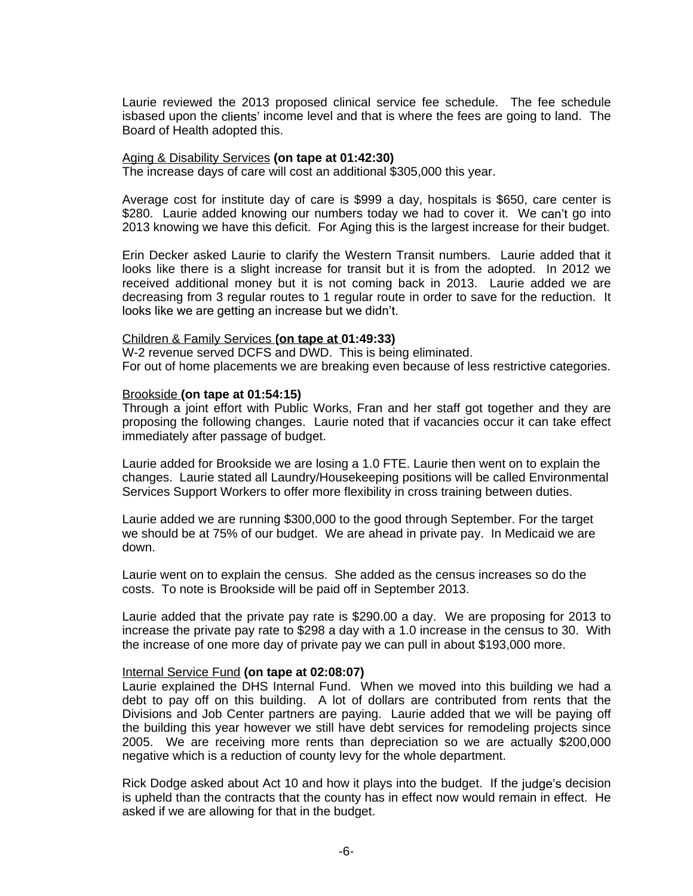Laurie reviewed the 2013 proposed clinical service fee schedule. The fee schedule isbased upon the clients' income level and that is where the fees are going to land. The Board of Health adopted this.

Aging & Disability Services **(on tape at 01:42:30)**
The increase days of care will cost an additional $305,000 this year.

Average cost for institute day of care is $999 a day, hospitals is $650, care center is $280. Laurie added knowing our numbers today we had to cover it. We can't go into 2013 knowing we have this deficit. For Aging this is the largest increase for their budget.

Erin Decker asked Laurie to clarify the Western Transit numbers. Laurie added that it looks like there is a slight increase for transit but it is from the adopted. In 2012 we received additional money but it is not coming back in 2013. Laurie added we are decreasing from 3 regular routes to 1 regular route in order to save for the reduction. It looks like we are getting an increase but we didn't.

Children & Family Services **(on tape at 01:49:33)**
W-2 revenue served DCFS and DWD. This is being eliminated.
For out of home placements we are breaking even because of less restrictive categories.

Brookside **(on tape at 01:54:15)**
Through a joint effort with Public Works, Fran and her staff got together and they are proposing the following changes. Laurie noted that if vacancies occur it can take effect immediately after passage of budget.

Laurie added for Brookside we are losing a 1.0 FTE. Laurie then went on to explain the changes. Laurie stated all Laundry/Housekeeping positions will be called Environmental Services Support Workers to offer more flexibility in cross training between duties.

Laurie added we are running $300,000 to the good through September. For the target we should be at 75% of our budget. We are ahead in private pay. In Medicaid we are down.

Laurie went on to explain the census. She added as the census increases so do the costs. To note is Brookside will be paid off in September 2013.

Laurie added that the private pay rate is $290.00 a day. We are proposing for 2013 to increase the private pay rate to $298 a day with a 1.0 increase in the census to 30. With the increase of one more day of private pay we can pull in about $193,000 more.

Internal Service Fund **(on tape at 02:08:07)**
Laurie explained the DHS Internal Fund. When we moved into this building we had a debt to pay off on this building. A lot of dollars are contributed from rents that the Divisions and Job Center partners are paying. Laurie added that we will be paying off the building this year however we still have debt services for remodeling projects since 2005. We are receiving more rents than depreciation so we are actually $200,000 negative which is a reduction of county levy for the whole department.

Rick Dodge asked about Act 10 and how it plays into the budget. If the judge's decision is upheld than the contracts that the county has in effect now would remain in effect. He asked if we are allowing for that in the budget.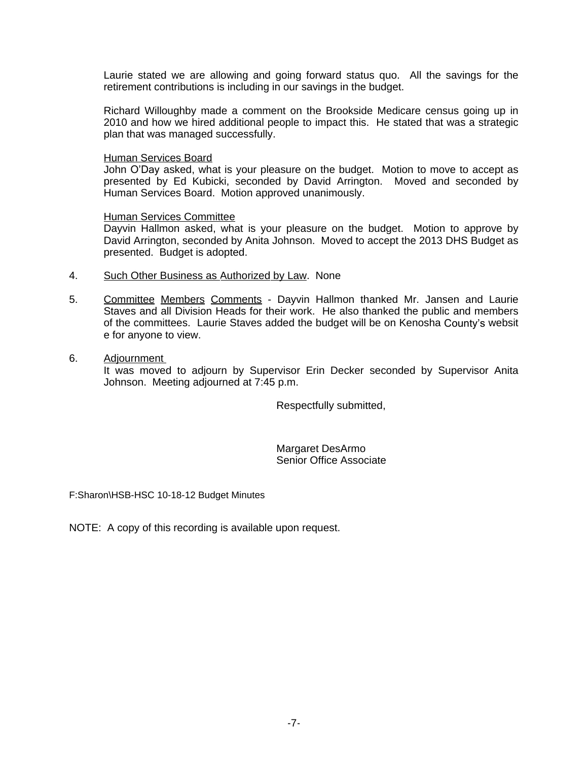Laurie stated we are allowing and going forward status quo. All the savings for the retirement contributions is including in our savings in the budget.

Richard Willoughby made a comment on the Brookside Medicare census going up in 2010 and how we hired additional people to impact this. He stated that was a strategic plan that was managed successfully.

<u>Human Services Board</u>
John O'Day asked, what is your pleasure on the budget. Motion to move to accept as presented by Ed Kubicki, seconded by David Arrington. Moved and seconded by Human Services Board. Motion approved unanimously.

<u>Human Services Committee</u>
Dayvin Hallmon asked, what is your pleasure on the budget. Motion to approve by David Arrington, seconded by Anita Johnson. Moved to accept the 2013 DHS Budget as presented. Budget is adopted.

4. <u>Such Other Business as Authorized by Law</u>. None

5. <u>Committee Members Comments</u> - Dayvin Hallmon thanked Mr. Jansen and Laurie Staves and all Division Heads for their work. He also thanked the public and members of the committees. Laurie Staves added the budget will be on Kenosha County's websit e for anyone to view.

6. <u>Adjournment</u>
It was moved to adjourn by Supervisor Erin Decker seconded by Supervisor Anita Johnson. Meeting adjourned at 7:45 p.m.

Respectfully submitted,

Margaret DesArmo
Senior Office Associate

F:Sharon\HSB-HSC 10-18-12 Budget Minutes

NOTE: A copy of this recording is available upon request.